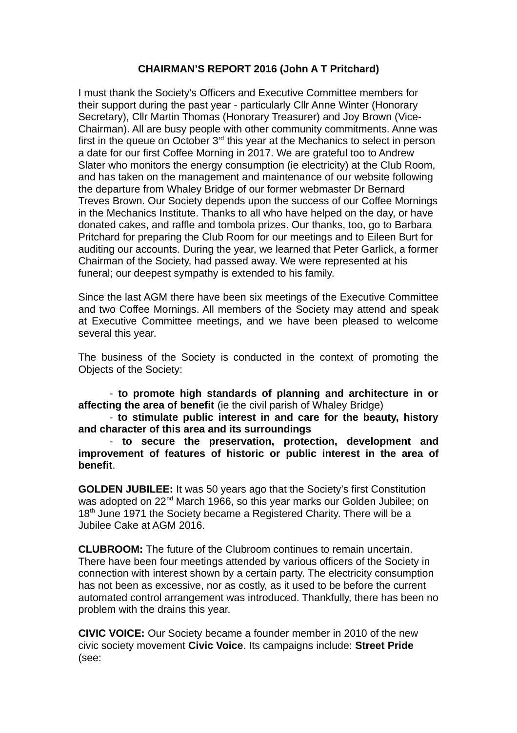## CHAIRMAN'S REPORT 2016 (John A T Pritchard)

I must thank the Society's Officers and Executive Committee members for their support during the past year - particularly Cllr Anne Winter (Honorary Secretary), Cllr Martin Thomas (Honorary Treasurer) and Joy Brown (Vice-Chairman). All are busy people with other community commitments. Anne was first in the queue on October 3rd this year at the Mechanics to select in person a date for our first Coffee Morning in 2017. We are grateful too to Andrew Slater who monitors the energy consumption (ie electricity) at the Club Room, and has taken on the management and maintenance of our website following the departure from Whaley Bridge of our former webmaster Dr Bernard Treves Brown. Our Society depends upon the success of our Coffee Mornings in the Mechanics Institute. Thanks to all who have helped on the day, or have donated cakes, and raffle and tombola prizes. Our thanks, too, go to Barbara Pritchard for preparing the Club Room for our meetings and to Eileen Burt for auditing our accounts. During the year, we learned that Peter Garlick, a former Chairman of the Society, had passed away. We were represented at his funeral; our deepest sympathy is extended to his family.

Since the last AGM there have been six meetings of the Executive Committee and two Coffee Mornings. All members of the Society may attend and speak at Executive Committee meetings, and we have been pleased to welcome several this year.

The business of the Society is conducted in the context of promoting the Objects of the Society:

- **to promote high standards of planning and architecture in or affecting the area of benefit** (ie the civil parish of Whaley Bridge)
- **to stimulate public interest in and care for the beauty, history and character of this area and its surroundings**
- **to secure the preservation, protection, development and improvement of features of historic or public interest in the area of benefit**.

**GOLDEN JUBILEE:** It was 50 years ago that the Society's first Constitution was adopted on 22nd March 1966, so this year marks our Golden Jubilee; on 18th June 1971 the Society became a Registered Charity. There will be a Jubilee Cake at AGM 2016.

**CLUBROOM:** The future of the Clubroom continues to remain uncertain. There have been four meetings attended by various officers of the Society in connection with interest shown by a certain party. The electricity consumption has not been as excessive, nor as costly, as it used to be before the current automated control arrangement was introduced. Thankfully, there has been no problem with the drains this year.

**CIVIC VOICE:** Our Society became a founder member in 2010 of the new civic society movement **Civic Voice**. Its campaigns include: **Street Pride** (see: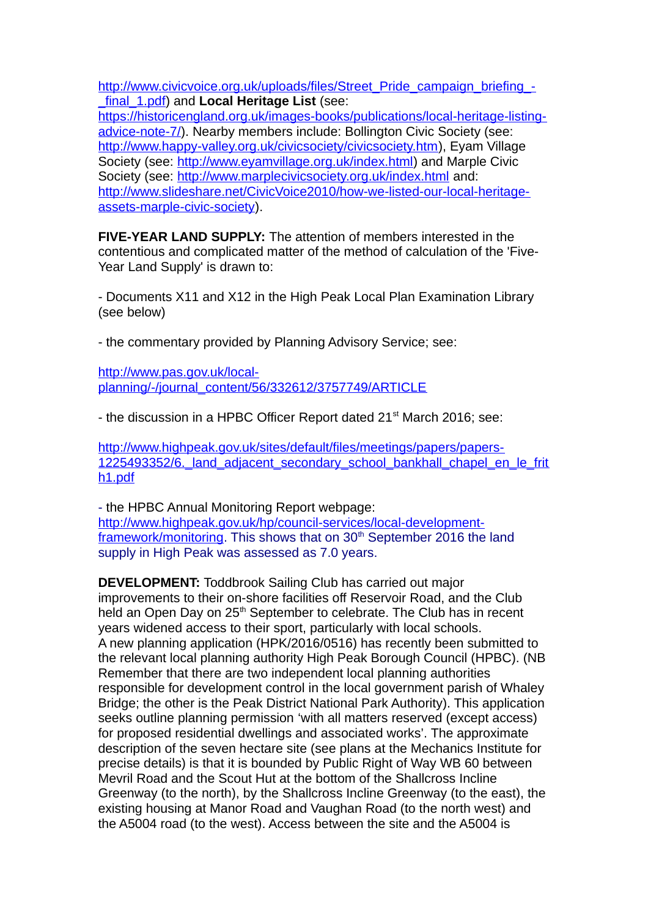http://www.civicvoice.org.uk/uploads/files/Street_Pride_campaign_briefing_-_final_1.pdf) and **Local Heritage List** (see: https://historicengland.org.uk/images-books/publications/local-heritage-listing-advice-note-7/). Nearby members include: Bollington Civic Society (see: http://www.happy-valley.org.uk/civicsociety/civicsociety.htm), Eyam Village Society (see: http://www.eyamvillage.org.uk/index.html) and Marple Civic Society (see: http://www.marplecivicsociety.org.uk/index.html and: http://www.slideshare.net/CivicVoice2010/how-we-listed-our-local-heritage-assets-marple-civic-society).

**FIVE-YEAR LAND SUPPLY:** The attention of members interested in the contentious and complicated matter of the method of calculation of the 'Five-Year Land Supply' is drawn to:

- Documents X11 and X12 in the High Peak Local Plan Examination Library (see below)

- the commentary provided by Planning Advisory Service; see:

http://www.pas.gov.uk/local-planning/-/journal_content/56/332612/3757749/ARTICLE

- the discussion in a HPBC Officer Report dated 21st March 2016; see:

http://www.highpeak.gov.uk/sites/default/files/meetings/papers/papers-1225493352/6._land_adjacent_secondary_school_bankhall_chapel_en_le_frith1.pdf

- the HPBC Annual Monitoring Report webpage: http://www.highpeak.gov.uk/hp/council-services/local-development-framework/monitoring. This shows that on 30th September 2016 the land supply in High Peak was assessed as 7.0 years.

**DEVELOPMENT:** Toddbrook Sailing Club has carried out major improvements to their on-shore facilities off Reservoir Road, and the Club held an Open Day on 25th September to celebrate. The Club has in recent years widened access to their sport, particularly with local schools.
A new planning application (HPK/2016/0516) has recently been submitted to the relevant local planning authority High Peak Borough Council (HPBC). (NB Remember that there are two independent local planning authorities responsible for development control in the local government parish of Whaley Bridge; the other is the Peak District National Park Authority). This application seeks outline planning permission 'with all matters reserved (except access) for proposed residential dwellings and associated works'. The approximate description of the seven hectare site (see plans at the Mechanics Institute for precise details) is that it is bounded by Public Right of Way WB 60 between Mevril Road and the Scout Hut at the bottom of the Shallcross Incline Greenway (to the north), by the Shallcross Incline Greenway (to the east), the existing housing at Manor Road and Vaughan Road (to the north west) and the A5004 road (to the west). Access between the site and the A5004 is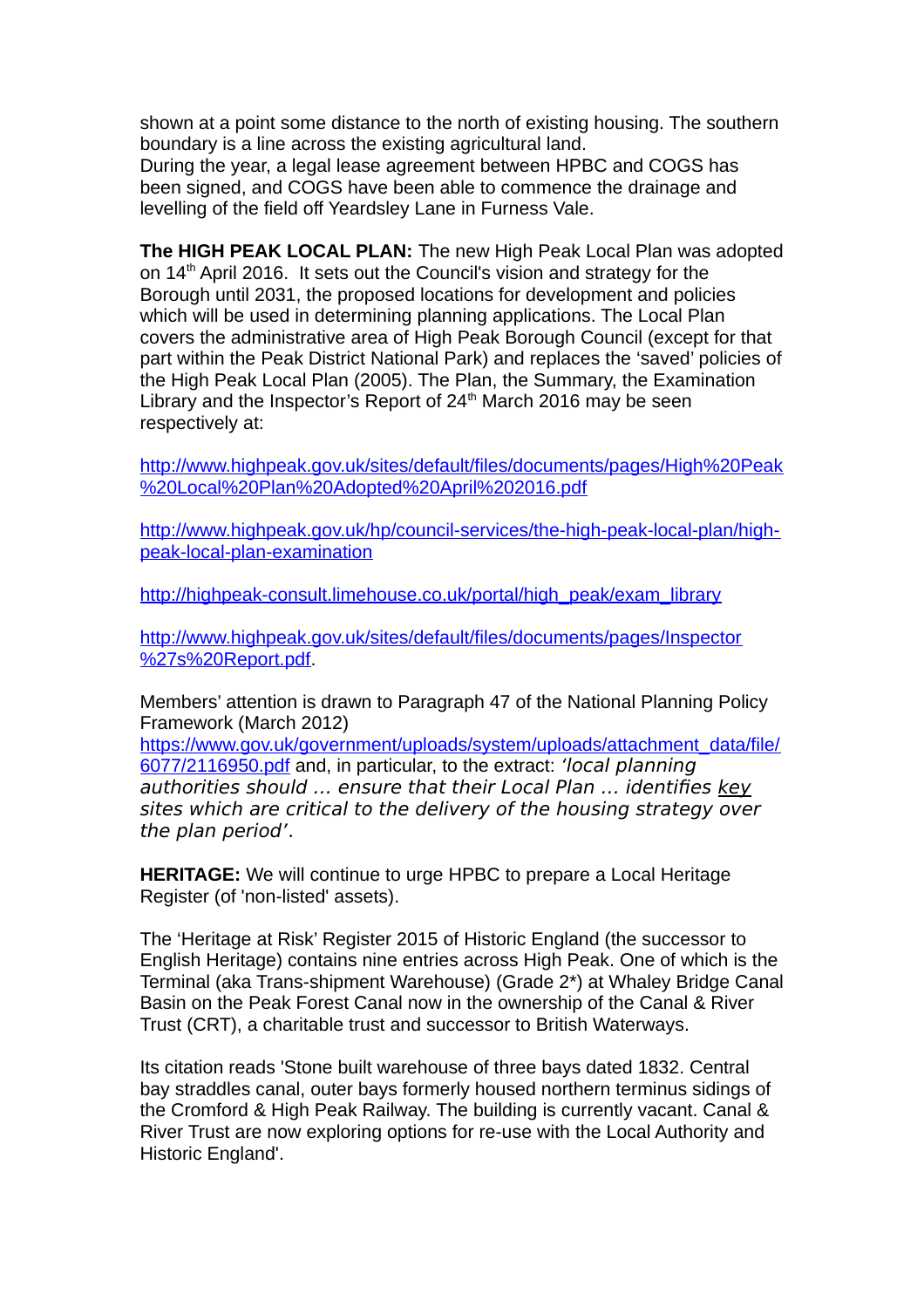shown at a point some distance to the north of existing housing. The southern boundary is a line across the existing agricultural land.
During the year, a legal lease agreement between HPBC and COGS has been signed, and COGS have been able to commence the drainage and levelling of the field off Yeardsley Lane in Furness Vale.

**The HIGH PEAK LOCAL PLAN:** The new High Peak Local Plan was adopted on 14th April 2016. It sets out the Council's vision and strategy for the Borough until 2031, the proposed locations for development and policies which will be used in determining planning applications. The Local Plan covers the administrative area of High Peak Borough Council (except for that part within the Peak District National Park) and replaces the 'saved' policies of the High Peak Local Plan (2005). The Plan, the Summary, the Examination Library and the Inspector's Report of 24th March 2016 may be seen respectively at:

http://www.highpeak.gov.uk/sites/default/files/documents/pages/High%20Peak%20Local%20Plan%20Adopted%20April%202016.pdf

http://www.highpeak.gov.uk/hp/council-services/the-high-peak-local-plan/high-peak-local-plan-examination

http://highpeak-consult.limehouse.co.uk/portal/high_peak/exam_library

http://www.highpeak.gov.uk/sites/default/files/documents/pages/Inspector%27s%20Report.pdf.

Members' attention is drawn to Paragraph 47 of the National Planning Policy Framework (March 2012) https://www.gov.uk/government/uploads/system/uploads/attachment_data/file/6077/2116950.pdf and, in particular, to the extract: *'local planning authorities should … ensure that their Local Plan … identifies key sites which are critical to the delivery of the housing strategy over the plan period'*.

**HERITAGE:** We will continue to urge HPBC to prepare a Local Heritage Register (of 'non-listed' assets).

The 'Heritage at Risk' Register 2015 of Historic England (the successor to English Heritage) contains nine entries across High Peak. One of which is the Terminal (aka Trans-shipment Warehouse) (Grade 2*) at Whaley Bridge Canal Basin on the Peak Forest Canal now in the ownership of the Canal & River Trust (CRT), a charitable trust and successor to British Waterways.

Its citation reads 'Stone built warehouse of three bays dated 1832. Central bay straddles canal, outer bays formerly housed northern terminus sidings of the Cromford & High Peak Railway. The building is currently vacant. Canal & River Trust are now exploring options for re-use with the Local Authority and Historic England'.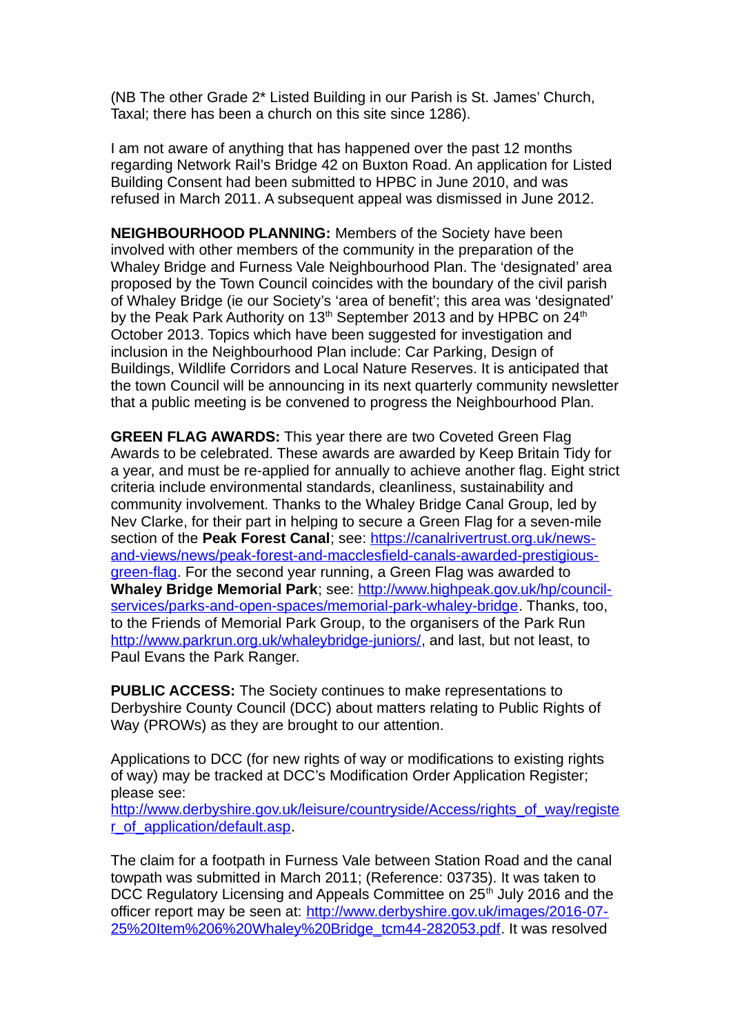(NB The other Grade 2* Listed Building in our Parish is St. James' Church, Taxal; there has been a church on this site since 1286).

I am not aware of anything that has happened over the past 12 months regarding Network Rail's Bridge 42 on Buxton Road. An application for Listed Building Consent had been submitted to HPBC in June 2010, and was refused in March 2011. A subsequent appeal was dismissed in June 2012.

**NEIGHBOURHOOD PLANNING:** Members of the Society have been involved with other members of the community in the preparation of the Whaley Bridge and Furness Vale Neighbourhood Plan. The 'designated' area proposed by the Town Council coincides with the boundary of the civil parish of Whaley Bridge (ie our Society's 'area of benefit'; this area was 'designated' by the Peak Park Authority on 13th September 2013 and by HPBC on 24th October 2013. Topics which have been suggested for investigation and inclusion in the Neighbourhood Plan include: Car Parking, Design of Buildings, Wildlife Corridors and Local Nature Reserves. It is anticipated that the town Council will be announcing in its next quarterly community newsletter that a public meeting is be convened to progress the Neighbourhood Plan.

**GREEN FLAG AWARDS:** This year there are two Coveted Green Flag Awards to be celebrated. These awards are awarded by Keep Britain Tidy for a year, and must be re-applied for annually to achieve another flag. Eight strict criteria include environmental standards, cleanliness, sustainability and community involvement. Thanks to the Whaley Bridge Canal Group, led by Nev Clarke, for their part in helping to secure a Green Flag for a seven-mile section of the **Peak Forest Canal**; see: https://canalrivertrust.org.uk/news-and-views/news/peak-forest-and-macclesfield-canals-awarded-prestigious-green-flag. For the second year running, a Green Flag was awarded to **Whaley Bridge Memorial Park**; see: http://www.highpeak.gov.uk/hp/council-services/parks-and-open-spaces/memorial-park-whaley-bridge. Thanks, too, to the Friends of Memorial Park Group, to the organisers of the Park Run http://www.parkrun.org.uk/whaleybridge-juniors/, and last, but not least, to Paul Evans the Park Ranger.

**PUBLIC ACCESS:** The Society continues to make representations to Derbyshire County Council (DCC) about matters relating to Public Rights of Way (PROWs) as they are brought to our attention.

Applications to DCC (for new rights of way or modifications to existing rights of way) may be tracked at DCC's Modification Order Application Register; please see: http://www.derbyshire.gov.uk/leisure/countryside/Access/rights_of_way/register_of_application/default.asp.

The claim for a footpath in Furness Vale between Station Road and the canal towpath was submitted in March 2011; (Reference: 03735). It was taken to DCC Regulatory Licensing and Appeals Committee on 25th July 2016 and the officer report may be seen at: http://www.derbyshire.gov.uk/images/2016-07-25%20Item%206%20Whaley%20Bridge_tcm44-282053.pdf. It was resolved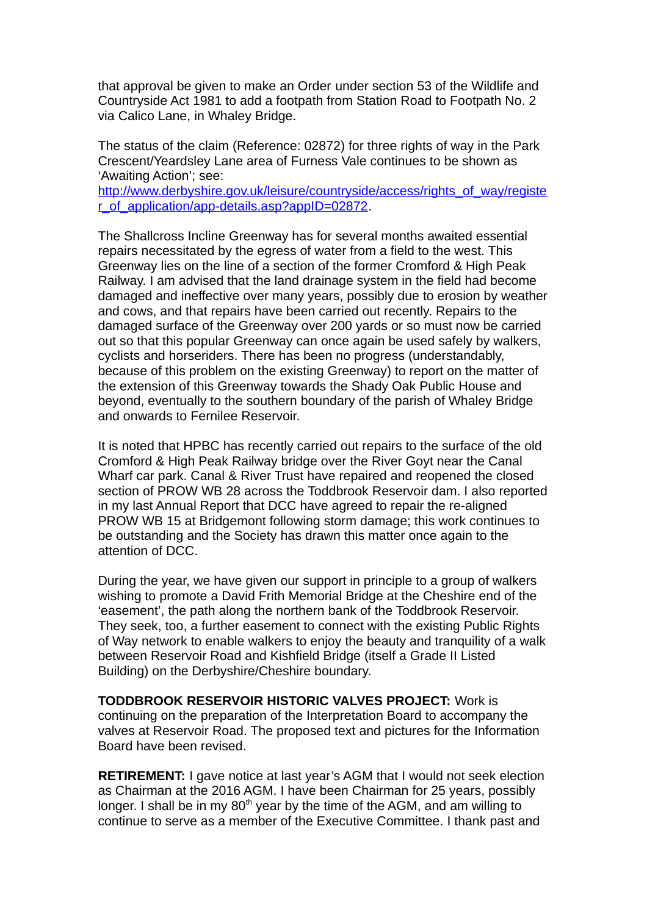that approval be given to make an Order under section 53 of the Wildlife and Countryside Act 1981 to add a footpath from Station Road to Footpath No. 2 via Calico Lane, in Whaley Bridge.

The status of the claim (Reference: 02872) for three rights of way in the Park Crescent/Yeardsley Lane area of Furness Vale continues to be shown as 'Awaiting Action'; see: [http://www.derbyshire.gov.uk/leisure/countryside/access/rights_of_way/register_of_application/app-details.asp?appID=02872](http://www.derbyshire.gov.uk/leisure/countryside/access/rights_of_way/register_of_application/app-details.asp?appID=02872).

The Shallcross Incline Greenway has for several months awaited essential repairs necessitated by the egress of water from a field to the west. This Greenway lies on the line of a section of the former Cromford & High Peak Railway. I am advised that the land drainage system in the field had become damaged and ineffective over many years, possibly due to erosion by weather and cows, and that repairs have been carried out recently. Repairs to the damaged surface of the Greenway over 200 yards or so must now be carried out so that this popular Greenway can once again be used safely by walkers, cyclists and horseriders. There has been no progress (understandably, because of this problem on the existing Greenway) to report on the matter of the extension of this Greenway towards the Shady Oak Public House and beyond, eventually to the southern boundary of the parish of Whaley Bridge and onwards to Fernilee Reservoir.

It is noted that HPBC has recently carried out repairs to the surface of the old Cromford & High Peak Railway bridge over the River Goyt near the Canal Wharf car park. Canal & River Trust have repaired and reopened the closed section of PROW WB 28 across the Toddbrook Reservoir dam. I also reported in my last Annual Report that DCC have agreed to repair the re-aligned PROW WB 15 at Bridgemont following storm damage; this work continues to be outstanding and the Society has drawn this matter once again to the attention of DCC.

During the year, we have given our support in principle to a group of walkers wishing to promote a David Frith Memorial Bridge at the Cheshire end of the 'easement', the path along the northern bank of the Toddbrook Reservoir. They seek, too, a further easement to connect with the existing Public Rights of Way network to enable walkers to enjoy the beauty and tranquility of a walk between Reservoir Road and Kishfield Bridge (itself a Grade II Listed Building) on the Derbyshire/Cheshire boundary.

**TODDBROOK RESERVOIR HISTORIC VALVES PROJECT:** Work is continuing on the preparation of the Interpretation Board to accompany the valves at Reservoir Road. The proposed text and pictures for the Information Board have been revised.

**RETIREMENT:** I gave notice at last year's AGM that I would not seek election as Chairman at the 2016 AGM. I have been Chairman for 25 years, possibly longer. I shall be in my 80th year by the time of the AGM, and am willing to continue to serve as a member of the Executive Committee. I thank past and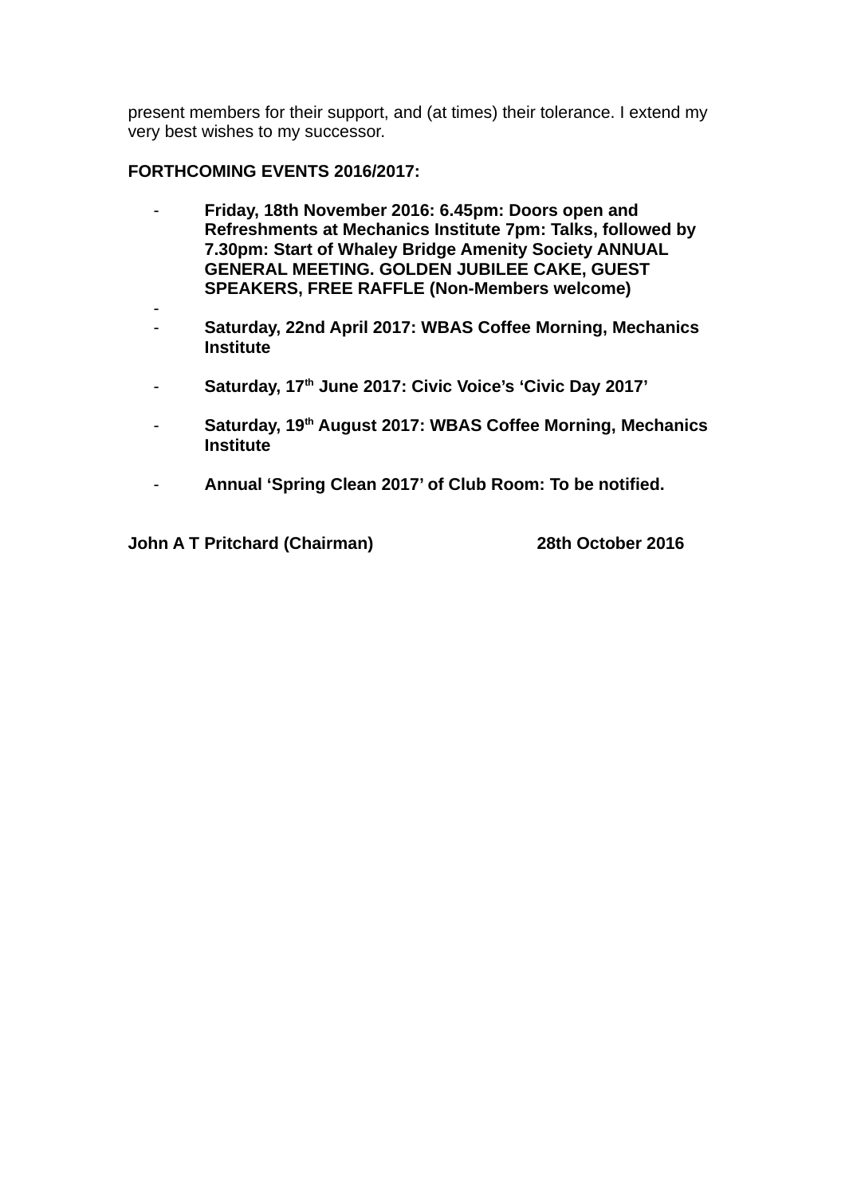present members for their support, and (at times) their tolerance. I extend my very best wishes to my successor.

**FORTHCOMING EVENTS 2016/2017:**

- **Friday, 18th November 2016: 6.45pm: Doors open and Refreshments at Mechanics Institute 7pm: Talks, followed by 7.30pm: Start of Whaley Bridge Amenity Society ANNUAL GENERAL MEETING. GOLDEN JUBILEE CAKE, GUEST SPEAKERS, FREE RAFFLE (Non-Members welcome)**
-
- **Saturday, 22nd April 2017: WBAS Coffee Morning, Mechanics Institute**

- **Saturday, 17th June 2017: Civic Voice's 'Civic Day 2017'**

- **Saturday, 19th August 2017: WBAS Coffee Morning, Mechanics Institute**

- **Annual 'Spring Clean 2017' of Club Room: To be notified.**

**John A T Pritchard (Chairman) 28th October 2016**